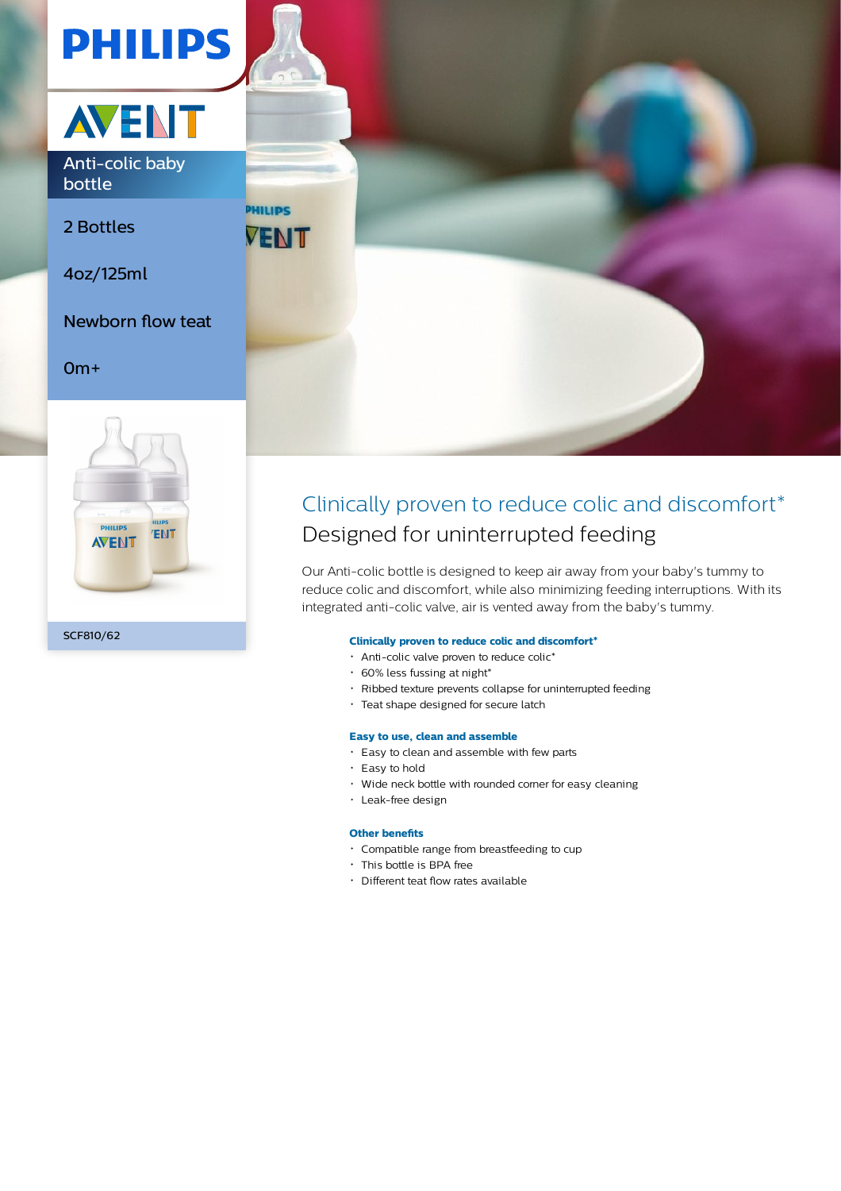PHILIPS

AVENT

Anti-colic baby bottle

2 Bottles

4oz/125ml

Newborn flow teat

0m+

SCF810/62

# Clinically proven to reduce colic and discomfort*

## Designed for uninterrupted feeding

Our Anti-colic bottle is designed to keep air away from your baby's tummy to reduce colic and discomfort, while also minimizing feeding interruptions. With its integrated anti-colic valve, air is vented away from the baby's tummy.

**Clinically proven to reduce colic and discomfort***

- Anti-colic valve proven to reduce colic*
- 60% less fussing at night*
- Ribbed texture prevents collapse for uninterrupted feeding
- Teat shape designed for secure latch

**Easy to use, clean and assemble**

- Easy to clean and assemble with few parts
- Easy to hold
- Wide neck bottle with rounded corner for easy cleaning
- Leak-free design

**Other benefits**

- Compatible range from breastfeeding to cup
- This bottle is BPA free
- Different teat flow rates available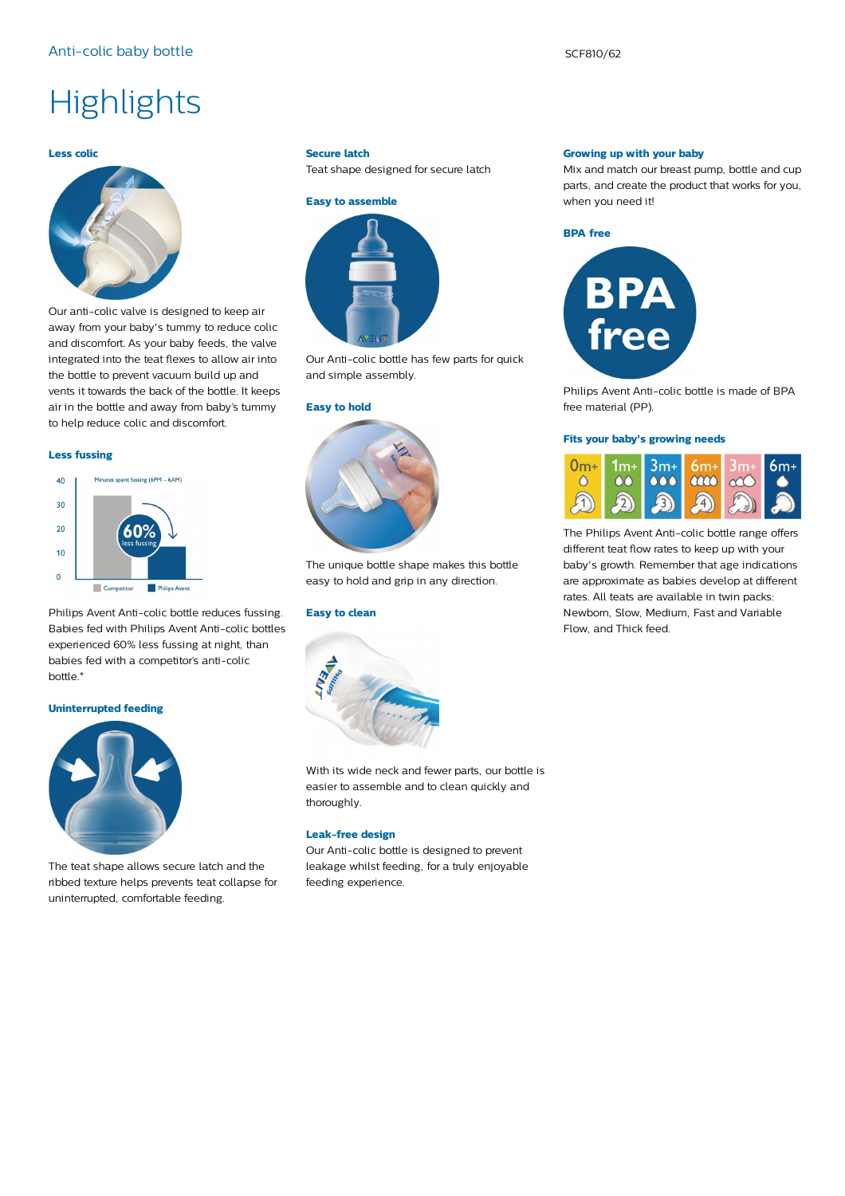# Highlights

### Less colic

Our anti-colic valve is designed to keep air away from your baby's tummy to reduce colic and discomfort. As your baby feeds, the valve integrated into the teat flexes to allow air into the bottle to prevent vacuum build up and vents it towards the back of the bottle. It keeps air in the bottle and away from baby's tummy to help reduce colic and discomfort.

### Less fussing

Philips Avent Anti-colic bottle reduces fussing. Babies fed with Philips Avent Anti-colic bottles experienced 60% less fussing at night, than babies fed with a competitor's anti-colic bottle.*

### Uninterrupted feeding

The teat shape allows secure latch and the ribbed texture helps prevents teat collapse for uninterrupted, comfortable feeding.

### Secure latch

Teat shape designed for secure latch

### Easy to assemble

Our Anti-colic bottle has few parts for quick and simple assembly.

### Easy to hold

The unique bottle shape makes this bottle easy to hold and grip in any direction.

### Easy to clean

With its wide neck and fewer parts, our bottle is easier to assemble and to clean quickly and thoroughly.

### Leak-free design

Our Anti-colic bottle is designed to prevent leakage whilst feeding, for a truly enjoyable feeding experience.

### Growing up with your baby

Mix and match our breast pump, bottle and cup parts, and create the product that works for you, when you need it!

### BPA free

Philips Avent Anti-colic bottle is made of BPA free material (PP).

### Fits your baby's growing needs

The Philips Avent Anti-colic bottle range offers different teat flow rates to keep up with your baby's growth. Remember that age indications are approximate as babies develop at different rates. All teats are available in twin packs: Newborn, Slow, Medium, Fast and Variable Flow, and Thick feed.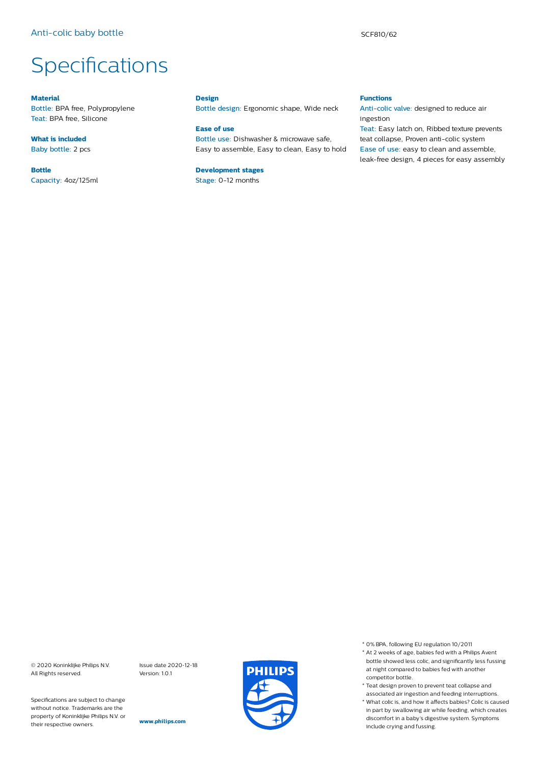# Specifications

**Material**

Bottle: BPA free, Polypropylene
Teat: BPA free, Silicone

**What is included**

Baby bottle: 2 pcs

**Bottle**

Capacity: 4oz/125ml

**Design**

Bottle design: Ergonomic shape, Wide neck

**Ease of use**

Bottle use: Dishwasher & microwave safe, Easy to assemble, Easy to clean, Easy to hold

**Development stages**

Stage: 0-12 months

**Functions**

Anti-colic valve: designed to reduce air ingestion
Teat: Easy latch on, Ribbed texture prevents teat collapse, Proven anti-colic system
Ease of use: easy to clean and assemble, leak-free design, 4 pieces for easy assembly

© 2020 Koninklijke Philips N.V.
All Rights reserved.

Specifications are subject to change without notice. Trademarks are the property of Koninklijke Philips N.V. or their respective owners.

Issue date 2020-12-18
Version: 1.0.1

**www.philips.com**

* 0% BPA, following EU regulation 10/2011
* At 2 weeks of age, babies fed with a Philips Avent bottle showed less colic, and significantly less fussing at night compared to babies fed with another competitor bottle.
* Teat design proven to prevent teat collapse and associated air ingestion and feeding interruptions.
* What colic is, and how it affects babies? Colic is caused in part by swallowing air while feeding, which creates discomfort in a baby's digestive system. Symptoms include crying and fussing.